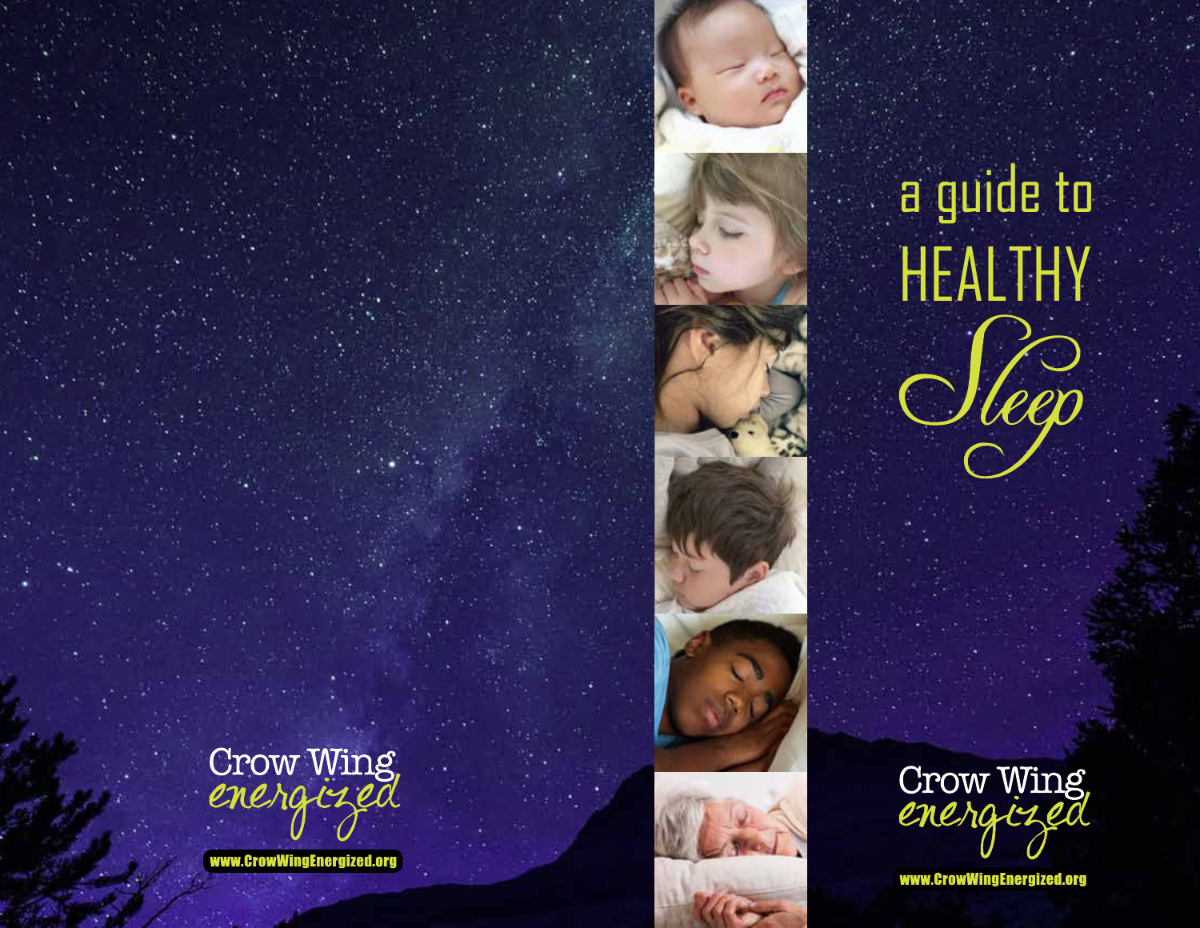Crow Wing energized

www.CrowWingEnergized.org

# a guide to HEALTHY Sleep

Crow Wing energized

www.CrowWingEnergized.org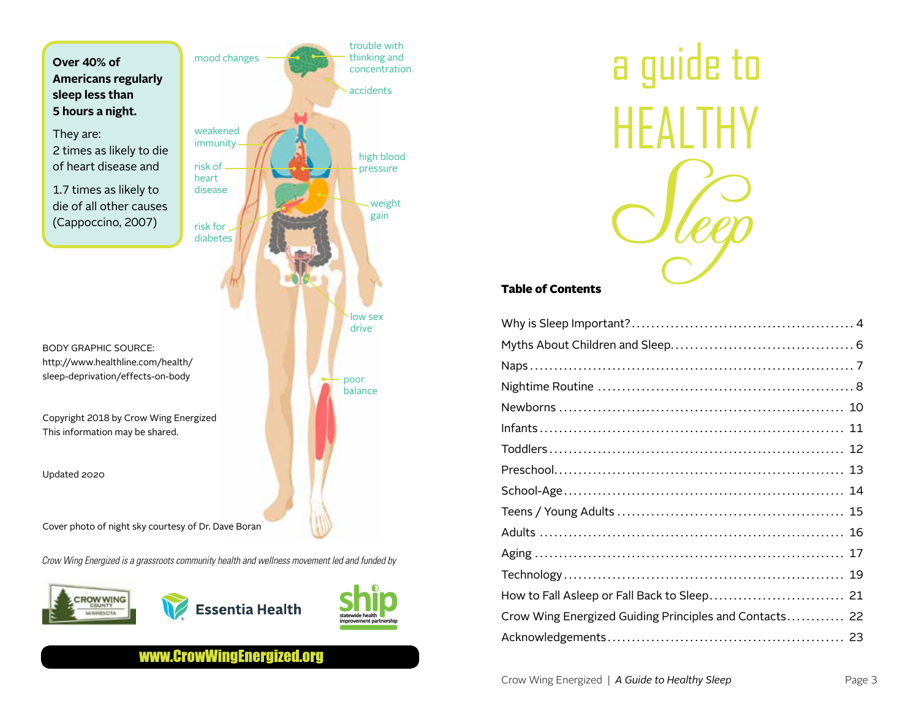**Over 40% of Americans regularly sleep less than 5 hours a night.**

They are:
2 times as likely to die of heart disease and

1.7 times as likely to die of all other causes (Cappoccino, 2007)

mood changes

trouble with thinking and concentration

accidents

weakened immunity

risk of heart disease

high blood pressure

weight gain

risk for diabetes

low sex drive

poor balance

BODY GRAPHIC SOURCE:
http://www.healthline.com/health/sleep-deprivation/effects-on-body

Copyright 2018 by Crow Wing Energized
This information may be shared.

Updated 2020

Cover photo of night sky courtesy of Dr. Dave Boran

*Crow Wing Energized is a grassroots community health and wellness movement led and funded by*

Crow Wing County Minnesota | Essentia Health | ship statewide health improvement partnership

www.CrowWingEnergized.org

# a guide to HEALTHY Sleep

**Table of Contents**

| | |
|---|---|
| Why is Sleep Important? | 4 |
| Myths About Children and Sleep | 6 |
| Naps | 7 |
| Nightime Routine | 8 |
| Newborns | 10 |
| Infants | 11 |
| Toddlers | 12 |
| Preschool | 13 |
| School-Age | 14 |
| Teens / Young Adults | 15 |
| Adults | 16 |
| Aging | 17 |
| Technology | 19 |
| How to Fall Asleep or Fall Back to Sleep | 21 |
| Crow Wing Energized Guiding Principles and Contacts | 22 |
| Acknowledgements | 23 |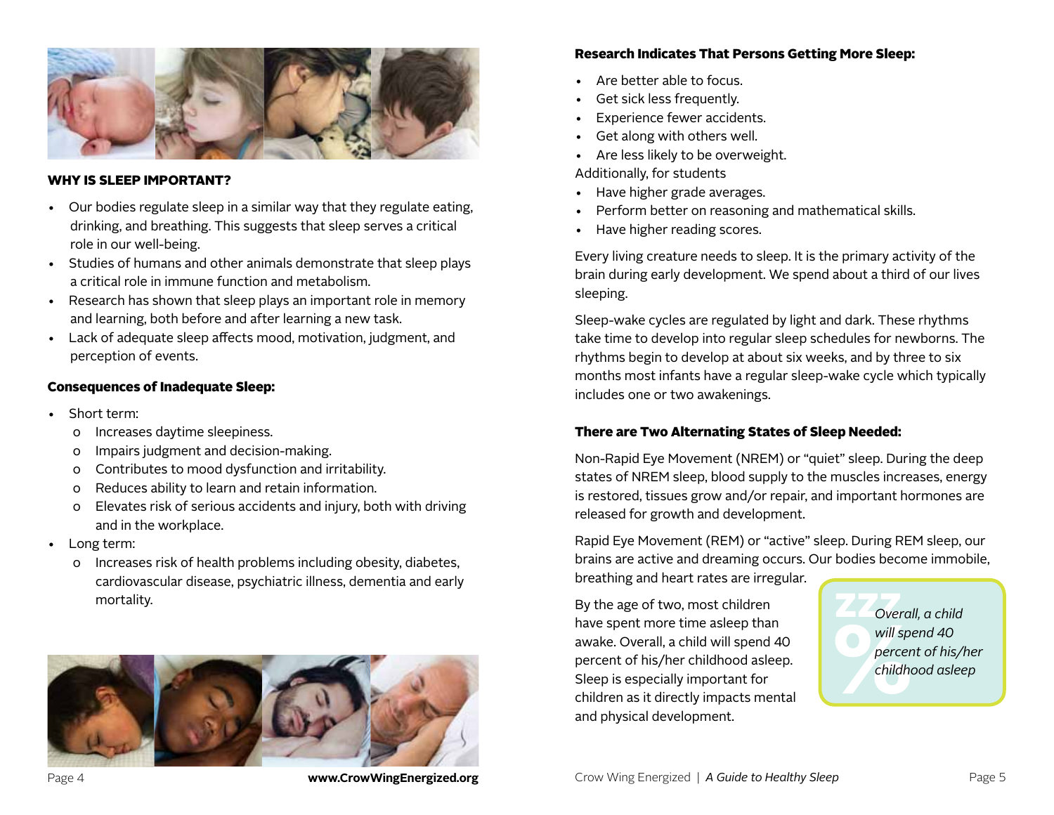## WHY IS SLEEP IMPORTANT?

- Our bodies regulate sleep in a similar way that they regulate eating, drinking, and breathing. This suggests that sleep serves a critical role in our well-being.
- Studies of humans and other animals demonstrate that sleep plays a critical role in immune function and metabolism.
- Research has shown that sleep plays an important role in memory and learning, both before and after learning a new task.
- Lack of adequate sleep affects mood, motivation, judgment, and perception of events.

### Consequences of Inadequate Sleep:

- Short term:
  - Increases daytime sleepiness.
  - Impairs judgment and decision-making.
  - Contributes to mood dysfunction and irritability.
  - Reduces ability to learn and retain information.
  - Elevates risk of serious accidents and injury, both with driving and in the workplace.
- Long term:
  - Increases risk of health problems including obesity, diabetes, cardiovascular disease, psychiatric illness, dementia and early mortality.

### Research Indicates That Persons Getting More Sleep:

- Are better able to focus.
- Get sick less frequently.
- Experience fewer accidents.
- Get along with others well.
- Are less likely to be overweight.

Additionally, for students

- Have higher grade averages.
- Perform better on reasoning and mathematical skills.
- Have higher reading scores.

Every living creature needs to sleep. It is the primary activity of the brain during early development. We spend about a third of our lives sleeping.

Sleep-wake cycles are regulated by light and dark. These rhythms take time to develop into regular sleep schedules for newborns. The rhythms begin to develop at about six weeks, and by three to six months most infants have a regular sleep-wake cycle which typically includes one or two awakenings.

### There are Two Alternating States of Sleep Needed:

Non-Rapid Eye Movement (NREM) or "quiet" sleep. During the deep states of NREM sleep, blood supply to the muscles increases, energy is restored, tissues grow and/or repair, and important hormones are released for growth and development.

Rapid Eye Movement (REM) or "active" sleep. During REM sleep, our brains are active and dreaming occurs. Our bodies become immobile, breathing and heart rates are irregular.

By the age of two, most children have spent more time asleep than awake. Overall, a child will spend 40 percent of his/her childhood asleep. Sleep is especially important for children as it directly impacts mental and physical development.

*Overall, a child will spend 40 percent of his/her childhood asleep*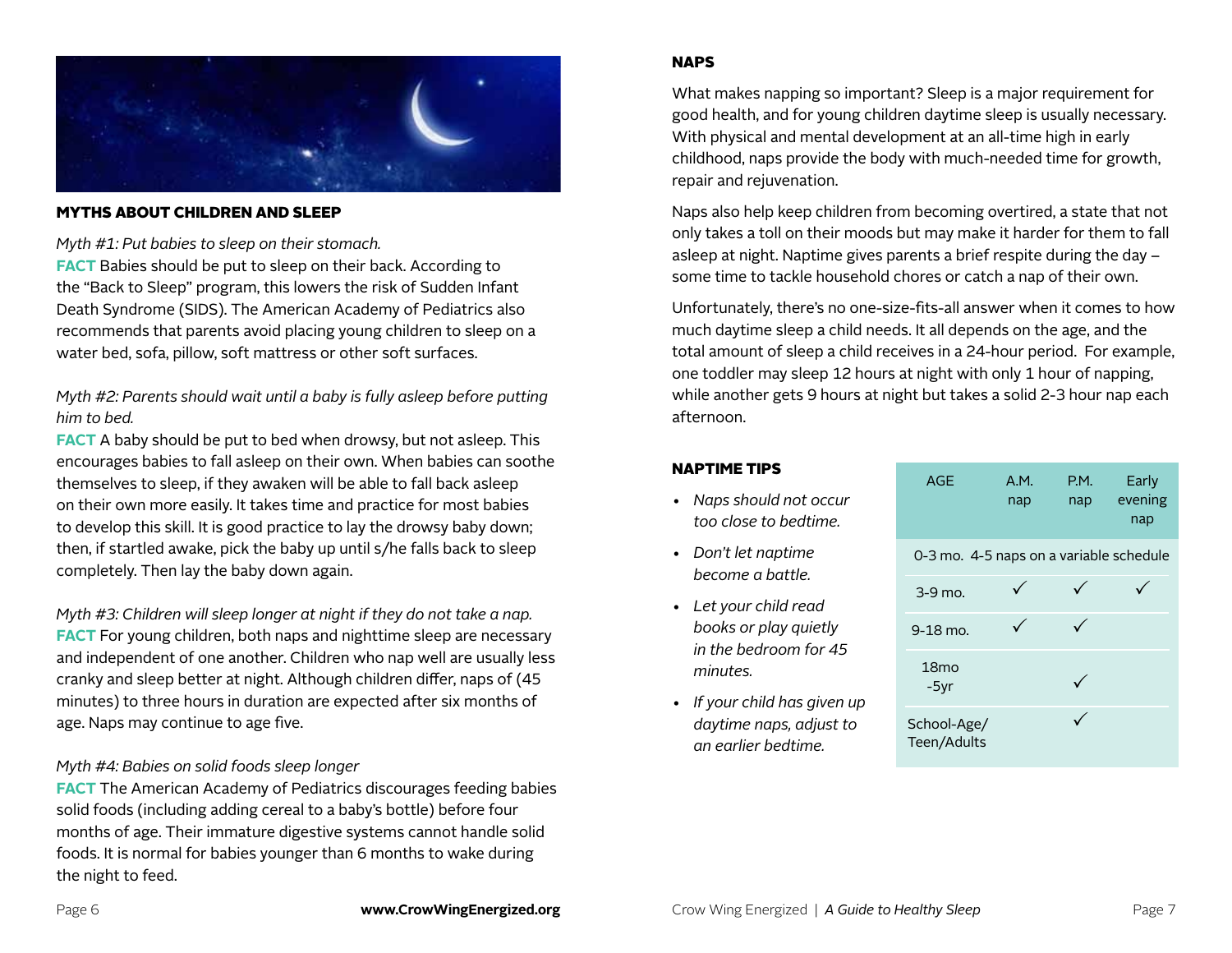## MYTHS ABOUT CHILDREN AND SLEEP

*Myth #1: Put babies to sleep on their stomach.*
**FACT** Babies should be put to sleep on their back. According to the "Back to Sleep" program, this lowers the risk of Sudden Infant Death Syndrome (SIDS). The American Academy of Pediatrics also recommends that parents avoid placing young children to sleep on a water bed, sofa, pillow, soft mattress or other soft surfaces.

*Myth #2: Parents should wait until a baby is fully asleep before putting him to bed.*
**FACT** A baby should be put to bed when drowsy, but not asleep. This encourages babies to fall asleep on their own. When babies can soothe themselves to sleep, if they awaken will be able to fall back asleep on their own more easily. It takes time and practice for most babies to develop this skill. It is good practice to lay the drowsy baby down; then, if startled awake, pick the baby up until s/he falls back to sleep completely. Then lay the baby down again.

*Myth #3: Children will sleep longer at night if they do not take a nap.*
**FACT** For young children, both naps and nighttime sleep are necessary and independent of one another. Children who nap well are usually less cranky and sleep better at night. Although children differ, naps of (45 minutes) to three hours in duration are expected after six months of age. Naps may continue to age five.

*Myth #4: Babies on solid foods sleep longer*
**FACT** The American Academy of Pediatrics discourages feeding babies solid foods (including adding cereal to a baby's bottle) before four months of age. Their immature digestive systems cannot handle solid foods. It is normal for babies younger than 6 months to wake during the night to feed.

## NAPS

What makes napping so important? Sleep is a major requirement for good health, and for young children daytime sleep is usually necessary. With physical and mental development at an all-time high in early childhood, naps provide the body with much-needed time for growth, repair and rejuvenation.

Naps also help keep children from becoming overtired, a state that not only takes a toll on their moods but may make it harder for them to fall asleep at night. Naptime gives parents a brief respite during the day – some time to tackle household chores or catch a nap of their own.

Unfortunately, there's no one-size-fits-all answer when it comes to how much daytime sleep a child needs. It all depends on the age, and the total amount of sleep a child receives in a 24-hour period. For example, one toddler may sleep 12 hours at night with only 1 hour of napping, while another gets 9 hours at night but takes a solid 2-3 hour nap each afternoon.

## NAPTIME TIPS

- *Naps should not occur too close to bedtime.*
- *Don't let naptime become a battle.*
- *Let your child read books or play quietly in the bedroom for 45 minutes.*
- *If your child has given up daytime naps, adjust to an earlier bedtime.*

| AGE | A.M. nap | P.M. nap | Early evening nap |
|---|---|---|---|
| 0-3 mo. 4-5 naps on a variable schedule | | | |
| 3-9 mo. | ✓ | ✓ | ✓ |
| 9-18 mo. | ✓ | ✓ | |
| 18mo -5yr | | ✓ | |
| School-Age/ Teen/Adults | | ✓ | |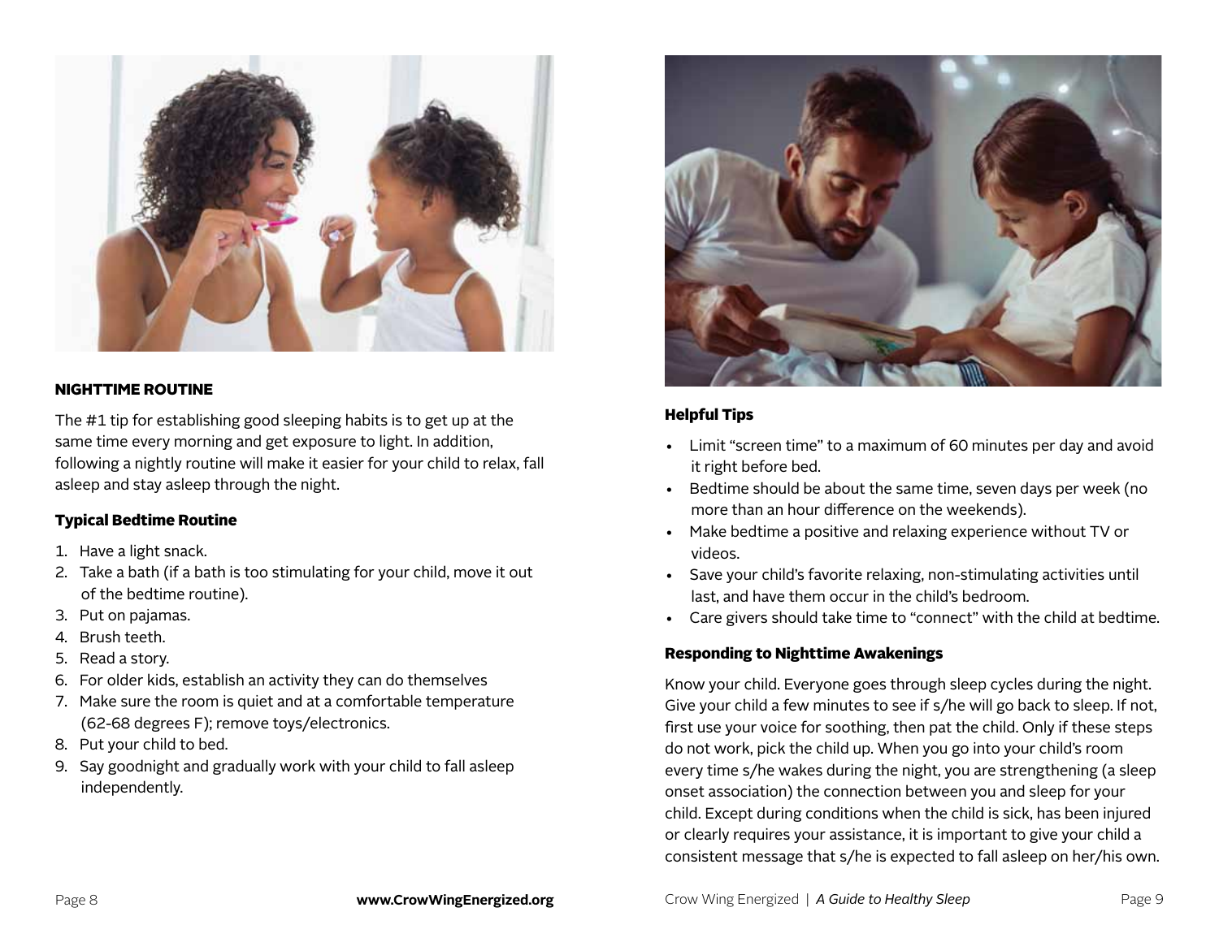## NIGHTTIME ROUTINE

The #1 tip for establishing good sleeping habits is to get up at the same time every morning and get exposure to light. In addition, following a nightly routine will make it easier for your child to relax, fall asleep and stay asleep through the night.

### Typical Bedtime Routine

1. Have a light snack.
2. Take a bath (if a bath is too stimulating for your child, move it out of the bedtime routine).
3. Put on pajamas.
4. Brush teeth.
5. Read a story.
6. For older kids, establish an activity they can do themselves
7. Make sure the room is quiet and at a comfortable temperature (62-68 degrees F); remove toys/electronics.
8. Put your child to bed.
9. Say goodnight and gradually work with your child to fall asleep independently.

### Helpful Tips

- Limit "screen time" to a maximum of 60 minutes per day and avoid it right before bed.
- Bedtime should be about the same time, seven days per week (no more than an hour difference on the weekends).
- Make bedtime a positive and relaxing experience without TV or videos.
- Save your child's favorite relaxing, non-stimulating activities until last, and have them occur in the child's bedroom.
- Care givers should take time to "connect" with the child at bedtime.

### Responding to Nighttime Awakenings

Know your child. Everyone goes through sleep cycles during the night. Give your child a few minutes to see if s/he will go back to sleep. If not, first use your voice for soothing, then pat the child. Only if these steps do not work, pick the child up. When you go into your child's room every time s/he wakes during the night, you are strengthening (a sleep onset association) the connection between you and sleep for your child. Except during conditions when the child is sick, has been injured or clearly requires your assistance, it is important to give your child a consistent message that s/he is expected to fall asleep on her/his own.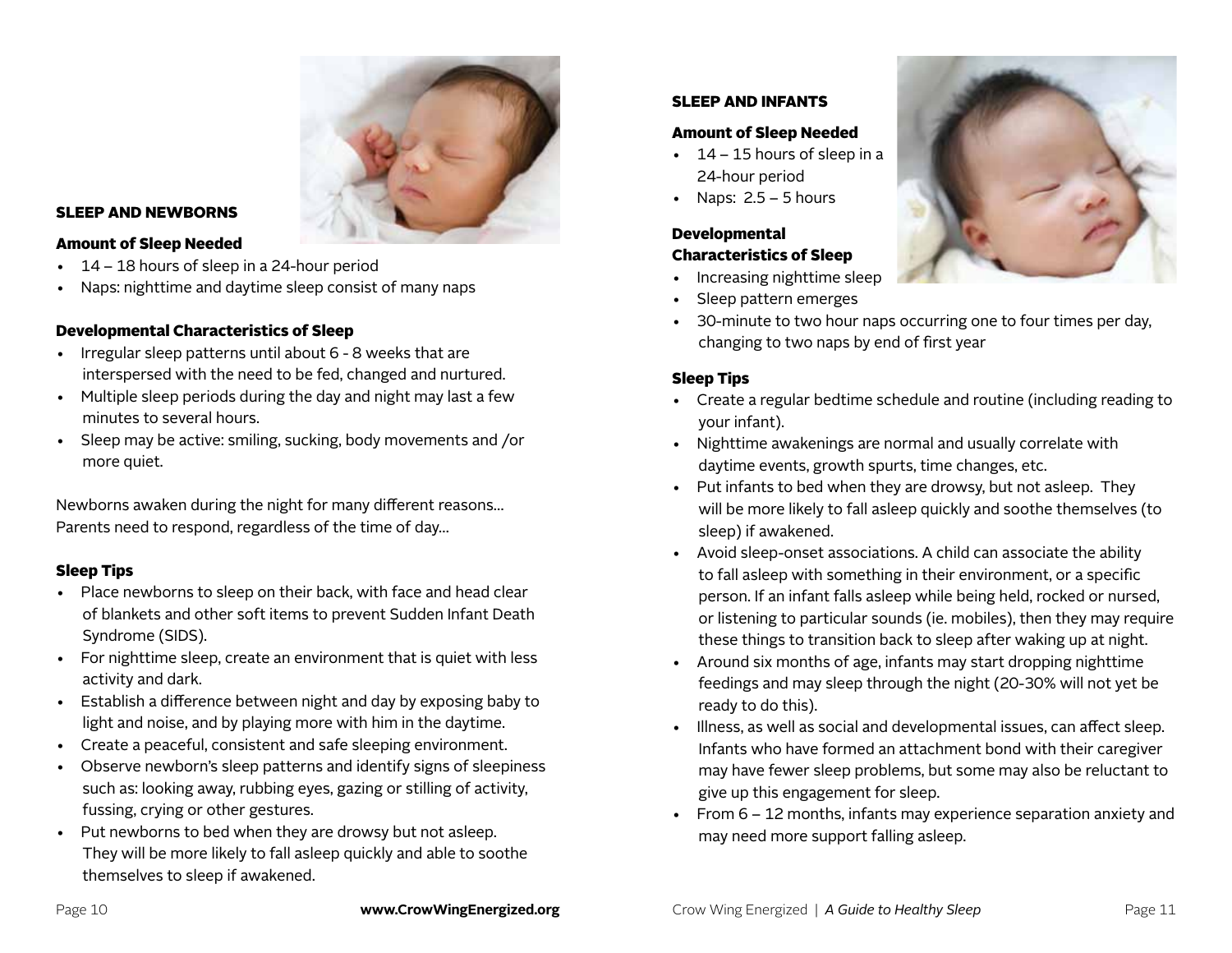## SLEEP AND NEWBORNS

### Amount of Sleep Needed

- 14 – 18 hours of sleep in a 24-hour period
- Naps: nighttime and daytime sleep consist of many naps

### Developmental Characteristics of Sleep

- Irregular sleep patterns until about 6 - 8 weeks that are interspersed with the need to be fed, changed and nurtured.
- Multiple sleep periods during the day and night may last a few minutes to several hours.
- Sleep may be active: smiling, sucking, body movements and /or more quiet.

Newborns awaken during the night for many different reasons... Parents need to respond, regardless of the time of day...

### Sleep Tips

- Place newborns to sleep on their back, with face and head clear of blankets and other soft items to prevent Sudden Infant Death Syndrome (SIDS).
- For nighttime sleep, create an environment that is quiet with less activity and dark.
- Establish a difference between night and day by exposing baby to light and noise, and by playing more with him in the daytime.
- Create a peaceful, consistent and safe sleeping environment.
- Observe newborn's sleep patterns and identify signs of sleepiness such as: looking away, rubbing eyes, gazing or stilling of activity, fussing, crying or other gestures.
- Put newborns to bed when they are drowsy but not asleep. They will be more likely to fall asleep quickly and able to soothe themselves to sleep if awakened.

## SLEEP AND INFANTS

### Amount of Sleep Needed

- 14 – 15 hours of sleep in a 24-hour period
- Naps: 2.5 – 5 hours

### Developmental Characteristics of Sleep

- Increasing nighttime sleep
- Sleep pattern emerges
- 30-minute to two hour naps occurring one to four times per day, changing to two naps by end of first year

### Sleep Tips

- Create a regular bedtime schedule and routine (including reading to your infant).
- Nighttime awakenings are normal and usually correlate with daytime events, growth spurts, time changes, etc.
- Put infants to bed when they are drowsy, but not asleep. They will be more likely to fall asleep quickly and soothe themselves (to sleep) if awakened.
- Avoid sleep-onset associations. A child can associate the ability to fall asleep with something in their environment, or a specific person. If an infant falls asleep while being held, rocked or nursed, or listening to particular sounds (ie. mobiles), then they may require these things to transition back to sleep after waking up at night.
- Around six months of age, infants may start dropping nighttime feedings and may sleep through the night (20-30% will not yet be ready to do this).
- Illness, as well as social and developmental issues, can affect sleep. Infants who have formed an attachment bond with their caregiver may have fewer sleep problems, but some may also be reluctant to give up this engagement for sleep.
- From 6 – 12 months, infants may experience separation anxiety and may need more support falling asleep.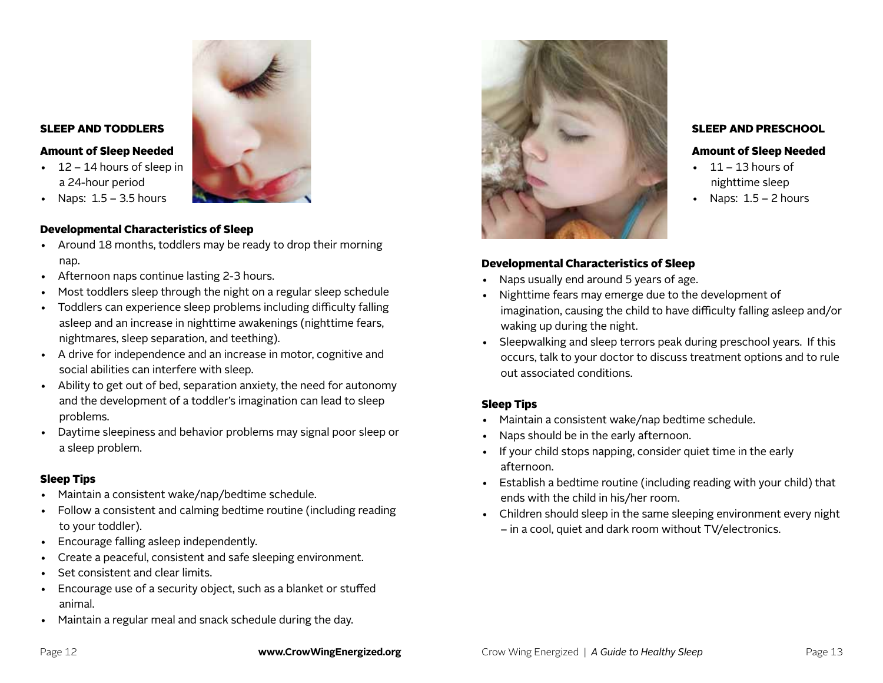## SLEEP AND TODDLERS

### Amount of Sleep Needed

- 12 – 14 hours of sleep in a 24-hour period
- Naps: 1.5 – 3.5 hours

### Developmental Characteristics of Sleep

- Around 18 months, toddlers may be ready to drop their morning nap.
- Afternoon naps continue lasting 2-3 hours.
- Most toddlers sleep through the night on a regular sleep schedule
- Toddlers can experience sleep problems including difficulty falling asleep and an increase in nighttime awakenings (nighttime fears, nightmares, sleep separation, and teething).
- A drive for independence and an increase in motor, cognitive and social abilities can interfere with sleep.
- Ability to get out of bed, separation anxiety, the need for autonomy and the development of a toddler's imagination can lead to sleep problems.
- Daytime sleepiness and behavior problems may signal poor sleep or a sleep problem.

### Sleep Tips

- Maintain a consistent wake/nap/bedtime schedule.
- Follow a consistent and calming bedtime routine (including reading to your toddler).
- Encourage falling asleep independently.
- Create a peaceful, consistent and safe sleeping environment.
- Set consistent and clear limits.
- Encourage use of a security object, such as a blanket or stuffed animal.
- Maintain a regular meal and snack schedule during the day.

## SLEEP AND PRESCHOOL

### Amount of Sleep Needed

- 11 – 13 hours of nighttime sleep
- Naps: 1.5 – 2 hours

### Developmental Characteristics of Sleep

- Naps usually end around 5 years of age.
- Nighttime fears may emerge due to the development of imagination, causing the child to have difficulty falling asleep and/or waking up during the night.
- Sleepwalking and sleep terrors peak during preschool years. If this occurs, talk to your doctor to discuss treatment options and to rule out associated conditions.

### Sleep Tips

- Maintain a consistent wake/nap bedtime schedule.
- Naps should be in the early afternoon.
- If your child stops napping, consider quiet time in the early afternoon.
- Establish a bedtime routine (including reading with your child) that ends with the child in his/her room.
- Children should sleep in the same sleeping environment every night – in a cool, quiet and dark room without TV/electronics.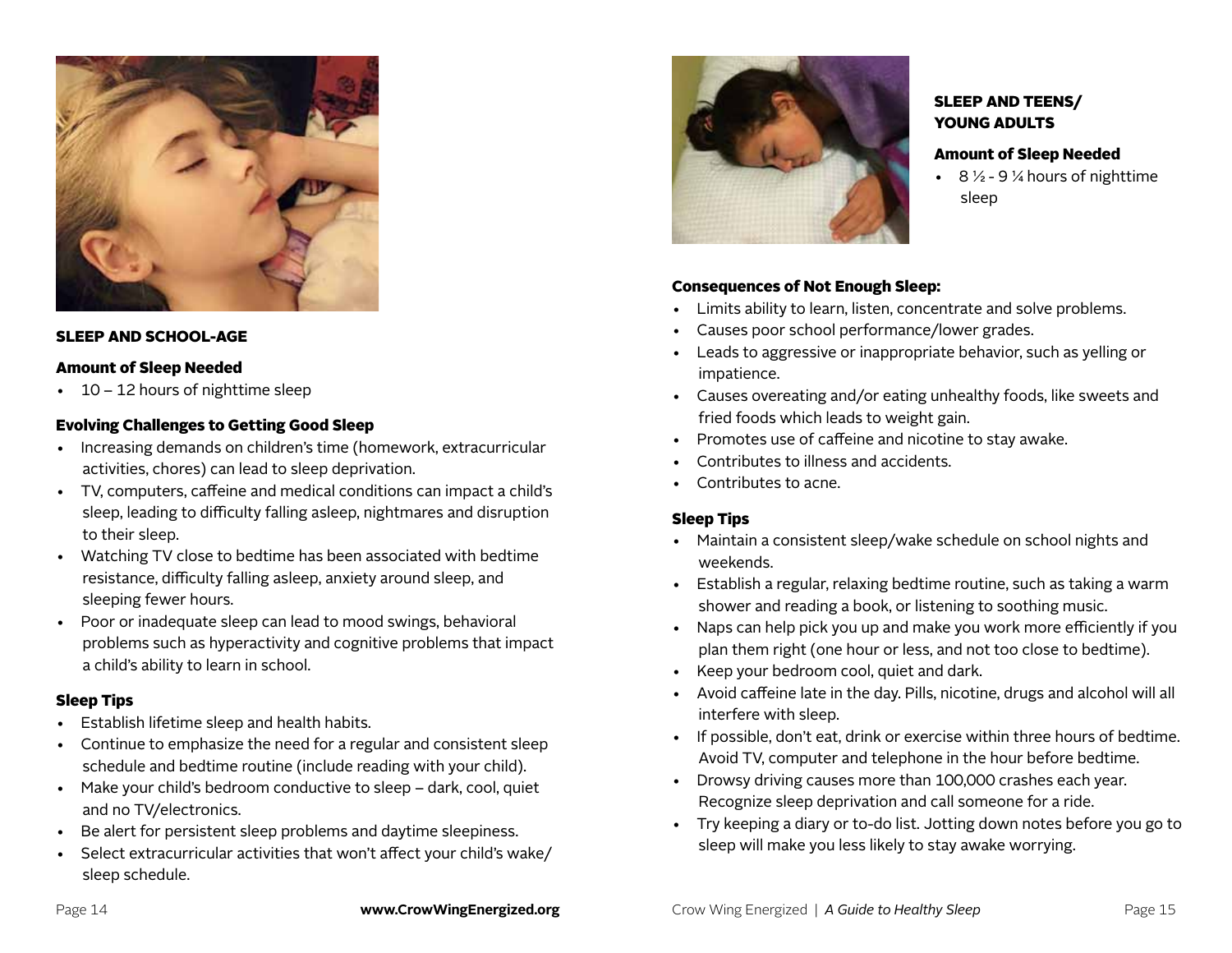## SLEEP AND SCHOOL-AGE

### Amount of Sleep Needed

- 10 – 12 hours of nighttime sleep

### Evolving Challenges to Getting Good Sleep

- Increasing demands on children's time (homework, extracurricular activities, chores) can lead to sleep deprivation.
- TV, computers, caffeine and medical conditions can impact a child's sleep, leading to difficulty falling asleep, nightmares and disruption to their sleep.
- Watching TV close to bedtime has been associated with bedtime resistance, difficulty falling asleep, anxiety around sleep, and sleeping fewer hours.
- Poor or inadequate sleep can lead to mood swings, behavioral problems such as hyperactivity and cognitive problems that impact a child's ability to learn in school.

### Sleep Tips

- Establish lifetime sleep and health habits.
- Continue to emphasize the need for a regular and consistent sleep schedule and bedtime routine (include reading with your child).
- Make your child's bedroom conductive to sleep – dark, cool, quiet and no TV/electronics.
- Be alert for persistent sleep problems and daytime sleepiness.
- Select extracurricular activities that won't affect your child's wake/sleep schedule.

## SLEEP AND TEENS/ YOUNG ADULTS

### Amount of Sleep Needed

- 8 ½ - 9 ¼ hours of nighttime sleep

### Consequences of Not Enough Sleep:

- Limits ability to learn, listen, concentrate and solve problems.
- Causes poor school performance/lower grades.
- Leads to aggressive or inappropriate behavior, such as yelling or impatience.
- Causes overeating and/or eating unhealthy foods, like sweets and fried foods which leads to weight gain.
- Promotes use of caffeine and nicotine to stay awake.
- Contributes to illness and accidents.
- Contributes to acne.

### Sleep Tips

- Maintain a consistent sleep/wake schedule on school nights and weekends.
- Establish a regular, relaxing bedtime routine, such as taking a warm shower and reading a book, or listening to soothing music.
- Naps can help pick you up and make you work more efficiently if you plan them right (one hour or less, and not too close to bedtime).
- Keep your bedroom cool, quiet and dark.
- Avoid caffeine late in the day. Pills, nicotine, drugs and alcohol will all interfere with sleep.
- If possible, don't eat, drink or exercise within three hours of bedtime. Avoid TV, computer and telephone in the hour before bedtime.
- Drowsy driving causes more than 100,000 crashes each year. Recognize sleep deprivation and call someone for a ride.
- Try keeping a diary or to-do list. Jotting down notes before you go to sleep will make you less likely to stay awake worrying.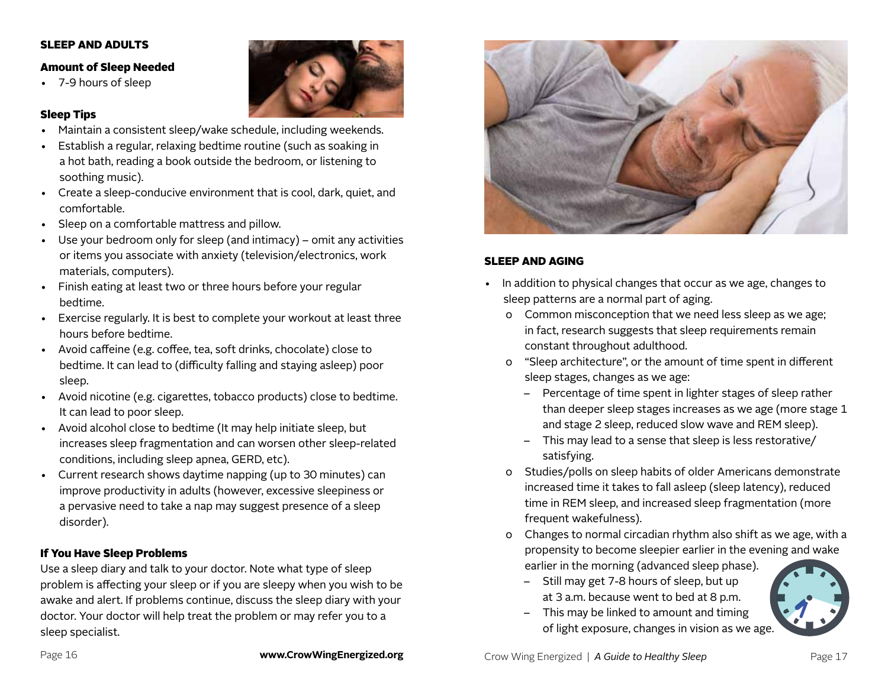## SLEEP AND ADULTS

### Amount of Sleep Needed

- 7-9 hours of sleep

### Sleep Tips

- Maintain a consistent sleep/wake schedule, including weekends.
- Establish a regular, relaxing bedtime routine (such as soaking in a hot bath, reading a book outside the bedroom, or listening to soothing music).
- Create a sleep-conducive environment that is cool, dark, quiet, and comfortable.
- Sleep on a comfortable mattress and pillow.
- Use your bedroom only for sleep (and intimacy) – omit any activities or items you associate with anxiety (television/electronics, work materials, computers).
- Finish eating at least two or three hours before your regular bedtime.
- Exercise regularly. It is best to complete your workout at least three hours before bedtime.
- Avoid caffeine (e.g. coffee, tea, soft drinks, chocolate) close to bedtime. It can lead to (difficulty falling and staying asleep) poor sleep.
- Avoid nicotine (e.g. cigarettes, tobacco products) close to bedtime. It can lead to poor sleep.
- Avoid alcohol close to bedtime (It may help initiate sleep, but increases sleep fragmentation and can worsen other sleep-related conditions, including sleep apnea, GERD, etc).
- Current research shows daytime napping (up to 30 minutes) can improve productivity in adults (however, excessive sleepiness or a pervasive need to take a nap may suggest presence of a sleep disorder).

### If You Have Sleep Problems

Use a sleep diary and talk to your doctor. Note what type of sleep problem is affecting your sleep or if you are sleepy when you wish to be awake and alert. If problems continue, discuss the sleep diary with your doctor. Your doctor will help treat the problem or may refer you to a sleep specialist.

## SLEEP AND AGING

- In addition to physical changes that occur as we age, changes to sleep patterns are a normal part of aging.
  - Common misconception that we need less sleep as we age; in fact, research suggests that sleep requirements remain constant throughout adulthood.
  - "Sleep architecture", or the amount of time spent in different sleep stages, changes as we age:
    - Percentage of time spent in lighter stages of sleep rather than deeper sleep stages increases as we age (more stage 1 and stage 2 sleep, reduced slow wave and REM sleep).
    - This may lead to a sense that sleep is less restorative/ satisfying.
  - Studies/polls on sleep habits of older Americans demonstrate increased time it takes to fall asleep (sleep latency), reduced time in REM sleep, and increased sleep fragmentation (more frequent wakefulness).
  - Changes to normal circadian rhythm also shift as we age, with a propensity to become sleepier earlier in the evening and wake earlier in the morning (advanced sleep phase).
    - Still may get 7-8 hours of sleep, but up at 3 a.m. because went to bed at 8 p.m.
    - This may be linked to amount and timing of light exposure, changes in vision as we age.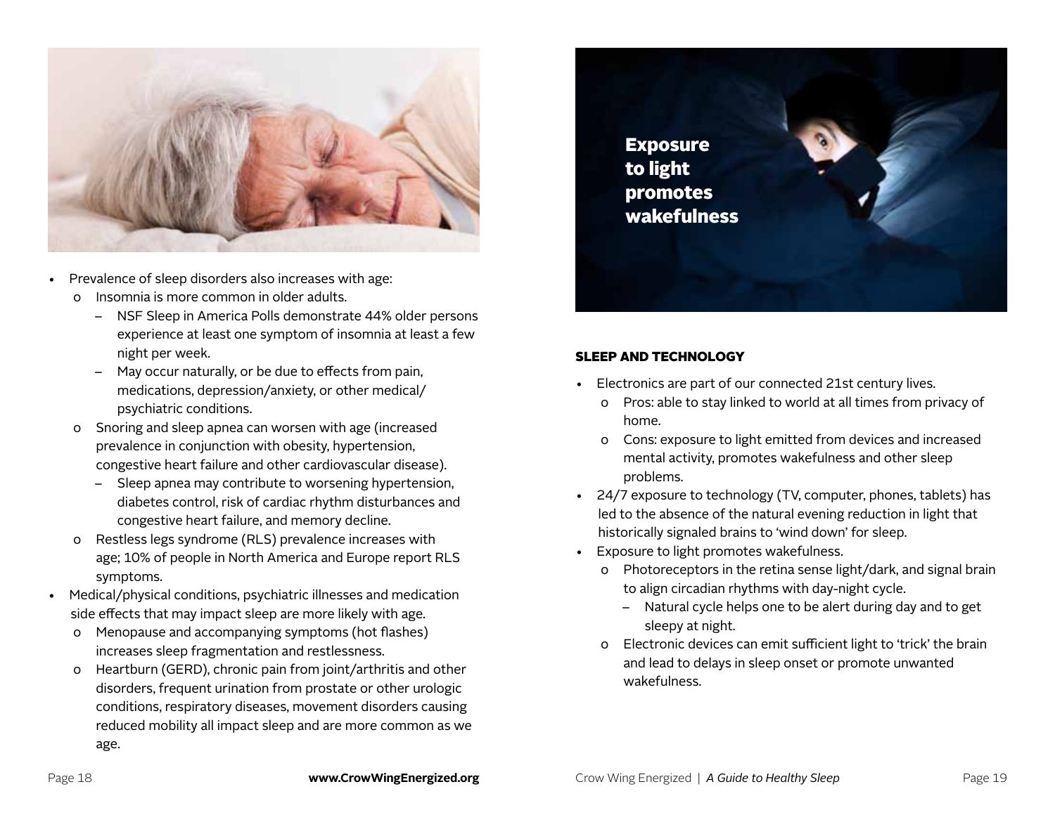- Prevalence of sleep disorders also increases with age:
  - Insomnia is more common in older adults.
    - NSF Sleep in America Polls demonstrate 44% older persons experience at least one symptom of insomnia at least a few night per week.
    - May occur naturally, or be due to effects from pain, medications, depression/anxiety, or other medical/psychiatric conditions.
  - Snoring and sleep apnea can worsen with age (increased prevalence in conjunction with obesity, hypertension, congestive heart failure and other cardiovascular disease).
    - Sleep apnea may contribute to worsening hypertension, diabetes control, risk of cardiac rhythm disturbances and congestive heart failure, and memory decline.
  - Restless legs syndrome (RLS) prevalence increases with age; 10% of people in North America and Europe report RLS symptoms.
- Medical/physical conditions, psychiatric illnesses and medication side effects that may impact sleep are more likely with age.
  - Menopause and accompanying symptoms (hot flashes) increases sleep fragmentation and restlessness.
  - Heartburn (GERD), chronic pain from joint/arthritis and other disorders, frequent urination from prostate or other urologic conditions, respiratory diseases, movement disorders causing reduced mobility all impact sleep and are more common as we age.

**Exposure to light promotes wakefulness**

## SLEEP AND TECHNOLOGY

- Electronics are part of our connected 21st century lives.
  - Pros: able to stay linked to world at all times from privacy of home.
  - Cons: exposure to light emitted from devices and increased mental activity, promotes wakefulness and other sleep problems.
- 24/7 exposure to technology (TV, computer, phones, tablets) has led to the absence of the natural evening reduction in light that historically signaled brains to 'wind down' for sleep.
- Exposure to light promotes wakefulness.
  - Photoreceptors in the retina sense light/dark, and signal brain to align circadian rhythms with day-night cycle.
    - Natural cycle helps one to be alert during day and to get sleepy at night.
  - Electronic devices can emit sufficient light to 'trick' the brain and lead to delays in sleep onset or promote unwanted wakefulness.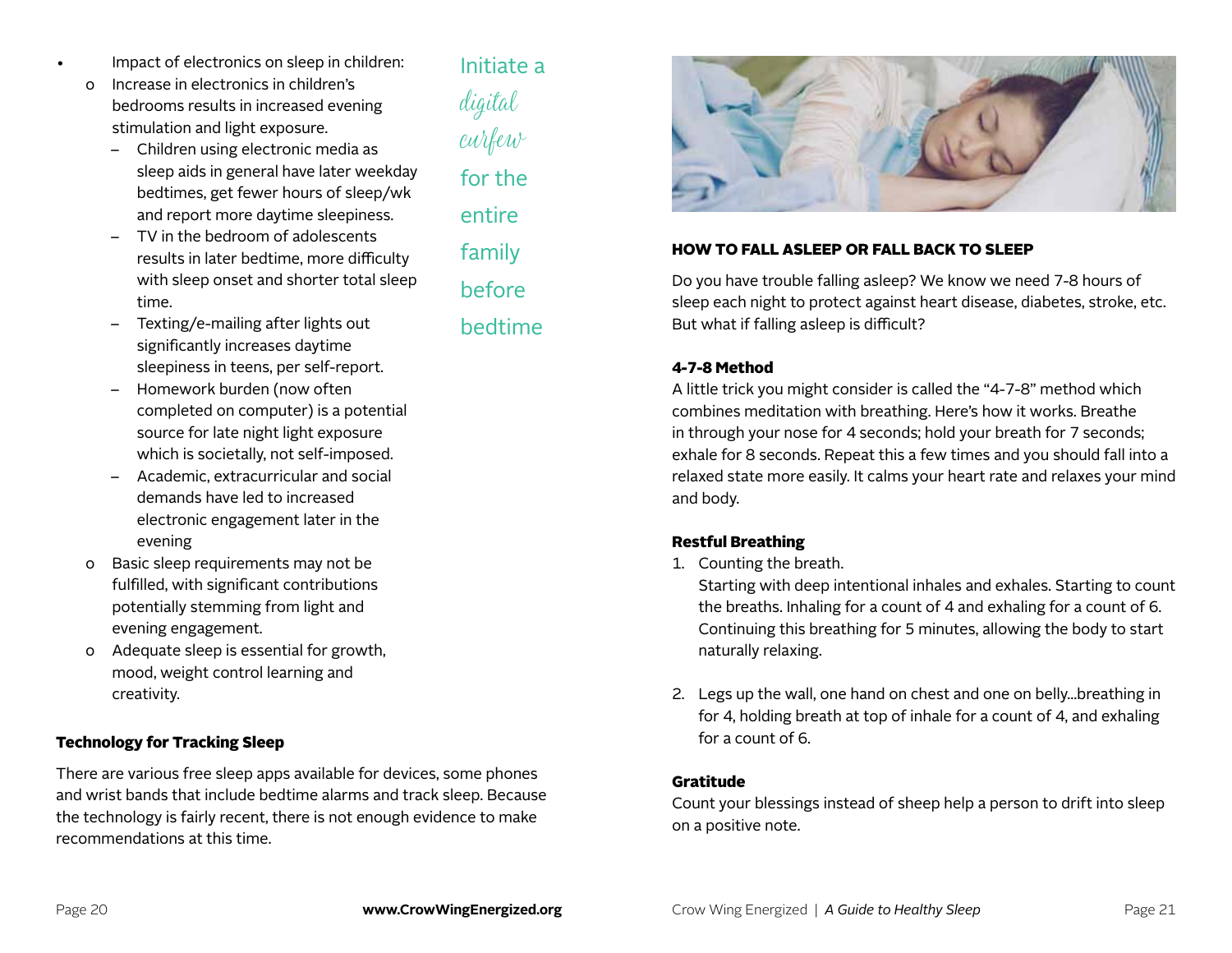- Impact of electronics on sleep in children:
  - Increase in electronics in children's bedrooms results in increased evening stimulation and light exposure.
    - Children using electronic media as sleep aids in general have later weekday bedtimes, get fewer hours of sleep/wk and report more daytime sleepiness.
    - TV in the bedroom of adolescents results in later bedtime, more difficulty with sleep onset and shorter total sleep time.
    - Texting/e-mailing after lights out significantly increases daytime sleepiness in teens, per self-report.
    - Homework burden (now often completed on computer) is a potential source for late night light exposure which is societally, not self-imposed.
    - Academic, extracurricular and social demands have led to increased electronic engagement later in the evening
  - Basic sleep requirements may not be fulfilled, with significant contributions potentially stemming from light and evening engagement.
  - Adequate sleep is essential for growth, mood, weight control learning and creativity.

Initiate a *digital curfew* for the entire family before bedtime

### Technology for Tracking Sleep

There are various free sleep apps available for devices, some phones and wrist bands that include bedtime alarms and track sleep. Because the technology is fairly recent, there is not enough evidence to make recommendations at this time.

## HOW TO FALL ASLEEP OR FALL BACK TO SLEEP

Do you have trouble falling asleep? We know we need 7-8 hours of sleep each night to protect against heart disease, diabetes, stroke, etc. But what if falling asleep is difficult?

### 4-7-8 Method

A little trick you might consider is called the "4-7-8" method which combines meditation with breathing. Here's how it works. Breathe in through your nose for 4 seconds; hold your breath for 7 seconds; exhale for 8 seconds. Repeat this a few times and you should fall into a relaxed state more easily. It calms your heart rate and relaxes your mind and body.

### Restful Breathing

1. Counting the breath.
   Starting with deep intentional inhales and exhales. Starting to count the breaths. Inhaling for a count of 4 and exhaling for a count of 6. Continuing this breathing for 5 minutes, allowing the body to start naturally relaxing.

2. Legs up the wall, one hand on chest and one on belly...breathing in for 4, holding breath at top of inhale for a count of 4, and exhaling for a count of 6.

### Gratitude

Count your blessings instead of sheep help a person to drift into sleep on a positive note.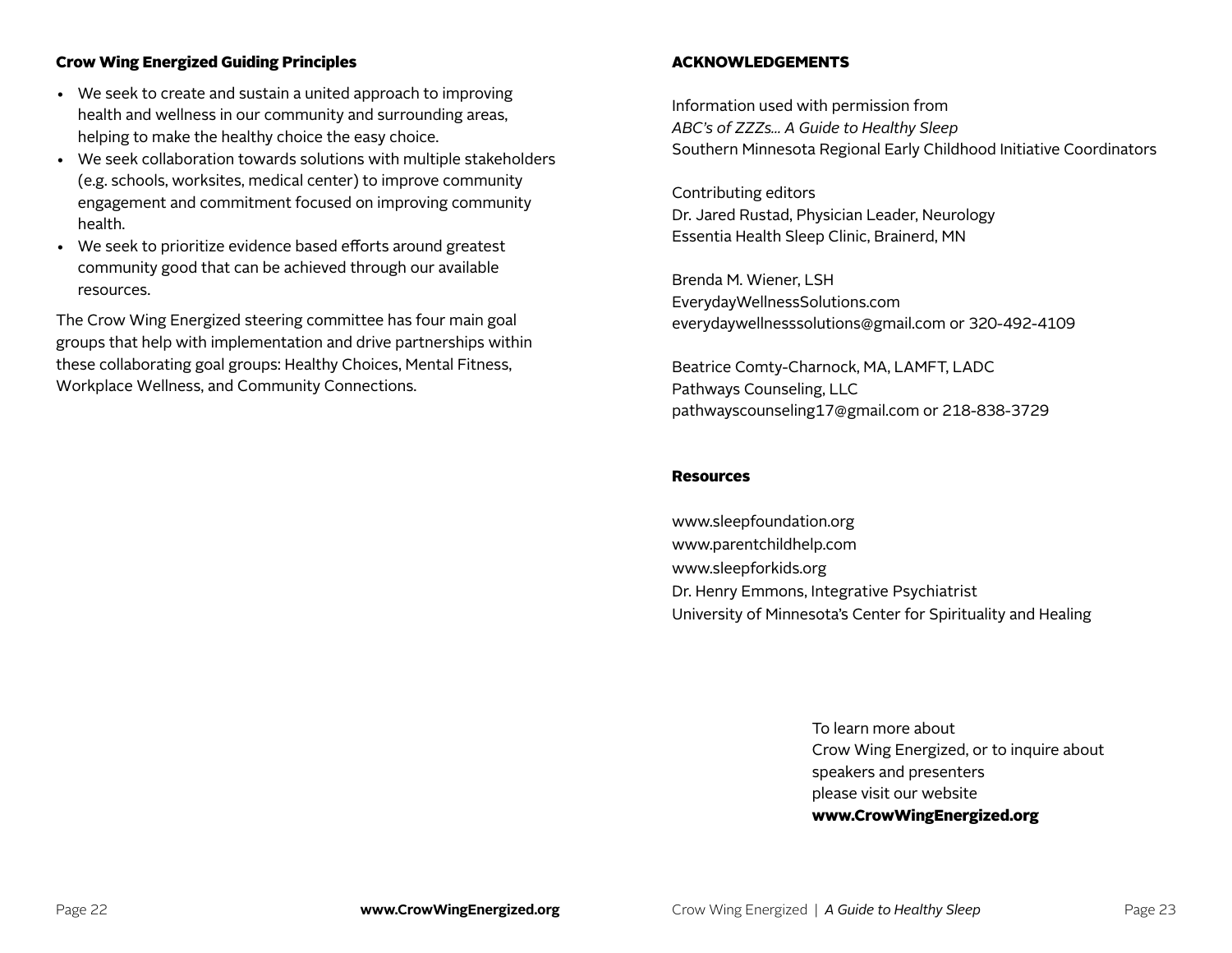## Crow Wing Energized Guiding Principles

- We seek to create and sustain a united approach to improving health and wellness in our community and surrounding areas, helping to make the healthy choice the easy choice.
- We seek collaboration towards solutions with multiple stakeholders (e.g. schools, worksites, medical center) to improve community engagement and commitment focused on improving community health.
- We seek to prioritize evidence based efforts around greatest community good that can be achieved through our available resources.

The Crow Wing Energized steering committee has four main goal groups that help with implementation and drive partnerships within these collaborating goal groups: Healthy Choices, Mental Fitness, Workplace Wellness, and Community Connections.

## ACKNOWLEDGEMENTS

Information used with permission from
*ABC's of ZZZs... A Guide to Healthy Sleep*
Southern Minnesota Regional Early Childhood Initiative Coordinators

Contributing editors
Dr. Jared Rustad, Physician Leader, Neurology
Essentia Health Sleep Clinic, Brainerd, MN

Brenda M. Wiener, LSH
EverydayWellnessSolutions.com
everydaywellnesssolutions@gmail.com or 320-492-4109

Beatrice Comty-Charnock, MA, LAMFT, LADC
Pathways Counseling, LLC
pathwayscounseling17@gmail.com or 218-838-3729

## Resources

www.sleepfoundation.org
www.parentchildhelp.com
www.sleepforkids.org
Dr. Henry Emmons, Integrative Psychiatrist
University of Minnesota's Center for Spirituality and Healing

To learn more about
Crow Wing Energized, or to inquire about
speakers and presenters
please visit our website
**www.CrowWingEnergized.org**